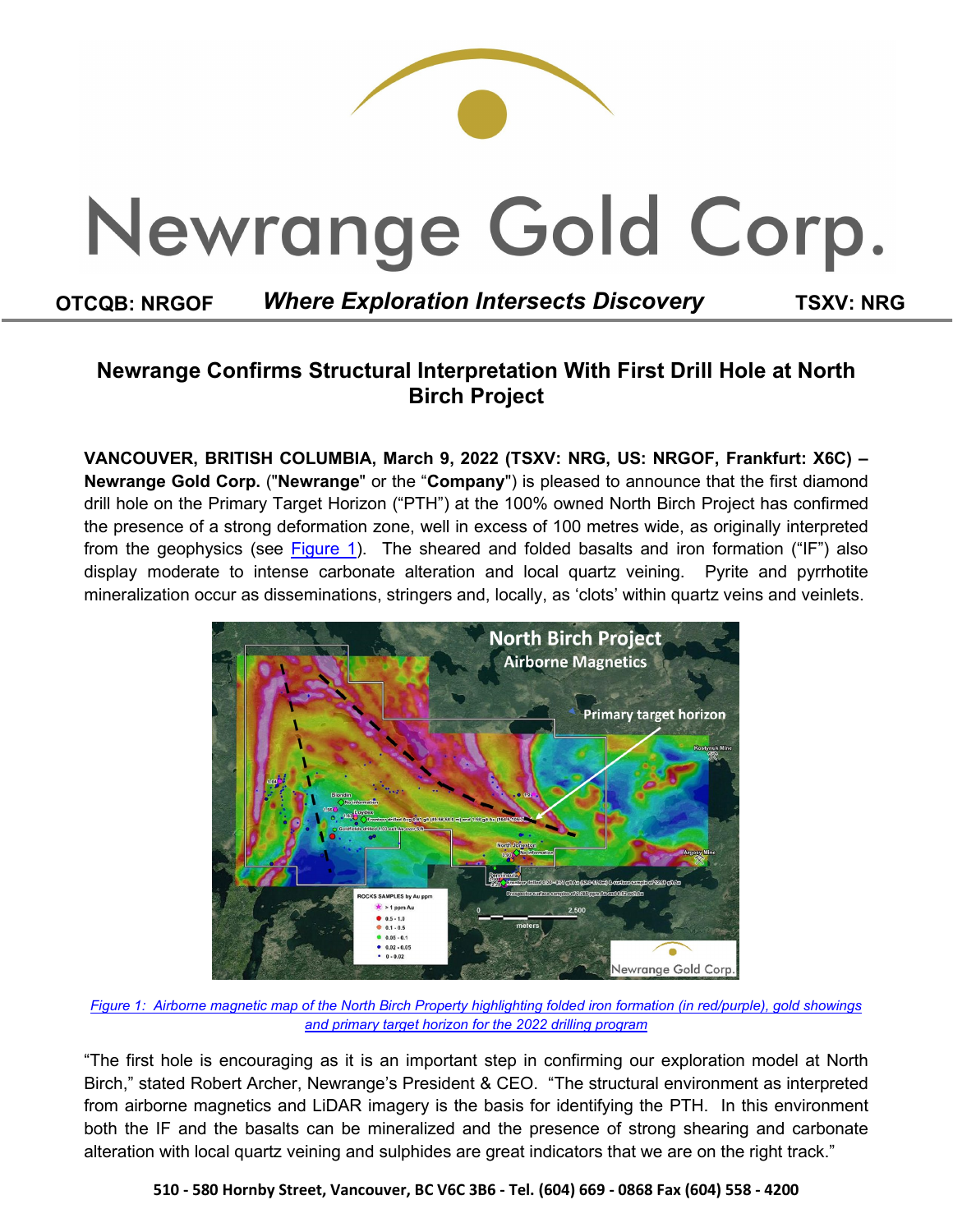# Newrange Gold Corp.

**OTCQB: NRGOF** ***Where Exploration Intersects Discovery*** **TSXV: NRG**

## Newrange Confirms Structural Interpretation With First Drill Hole at North Birch Project

**VANCOUVER, BRITISH COLUMBIA, March 9, 2022 (TSXV: NRG, US: NRGOF, Frankfurt: X6C) – Newrange Gold Corp.** ("**Newrange**" or the "**Company**") is pleased to announce that the first diamond drill hole on the Primary Target Horizon ("PTH") at the 100% owned North Birch Project has confirmed the presence of a strong deformation zone, well in excess of 100 metres wide, as originally interpreted from the geophysics (see Figure 1). The sheared and folded basalts and iron formation ("IF") also display moderate to intense carbonate alteration and local quartz veining. Pyrite and pyrrhotite mineralization occur as disseminations, stringers and, locally, as 'clots' within quartz veins and veinlets.

*Figure 1: Airborne magnetic map of the North Birch Property highlighting folded iron formation (in red/purple), gold showings and primary target horizon for the 2022 drilling program*

"The first hole is encouraging as it is an important step in confirming our exploration model at North Birch," stated Robert Archer, Newrange's President & CEO. "The structural environment as interpreted from airborne magnetics and LiDAR imagery is the basis for identifying the PTH. In this environment both the IF and the basalts can be mineralized and the presence of strong shearing and carbonate alteration with local quartz veining and sulphides are great indicators that we are on the right track."

510 - 580 Hornby Street, Vancouver, BC V6C 3B6 - Tel. (604) 669 - 0868 Fax (604) 558 - 4200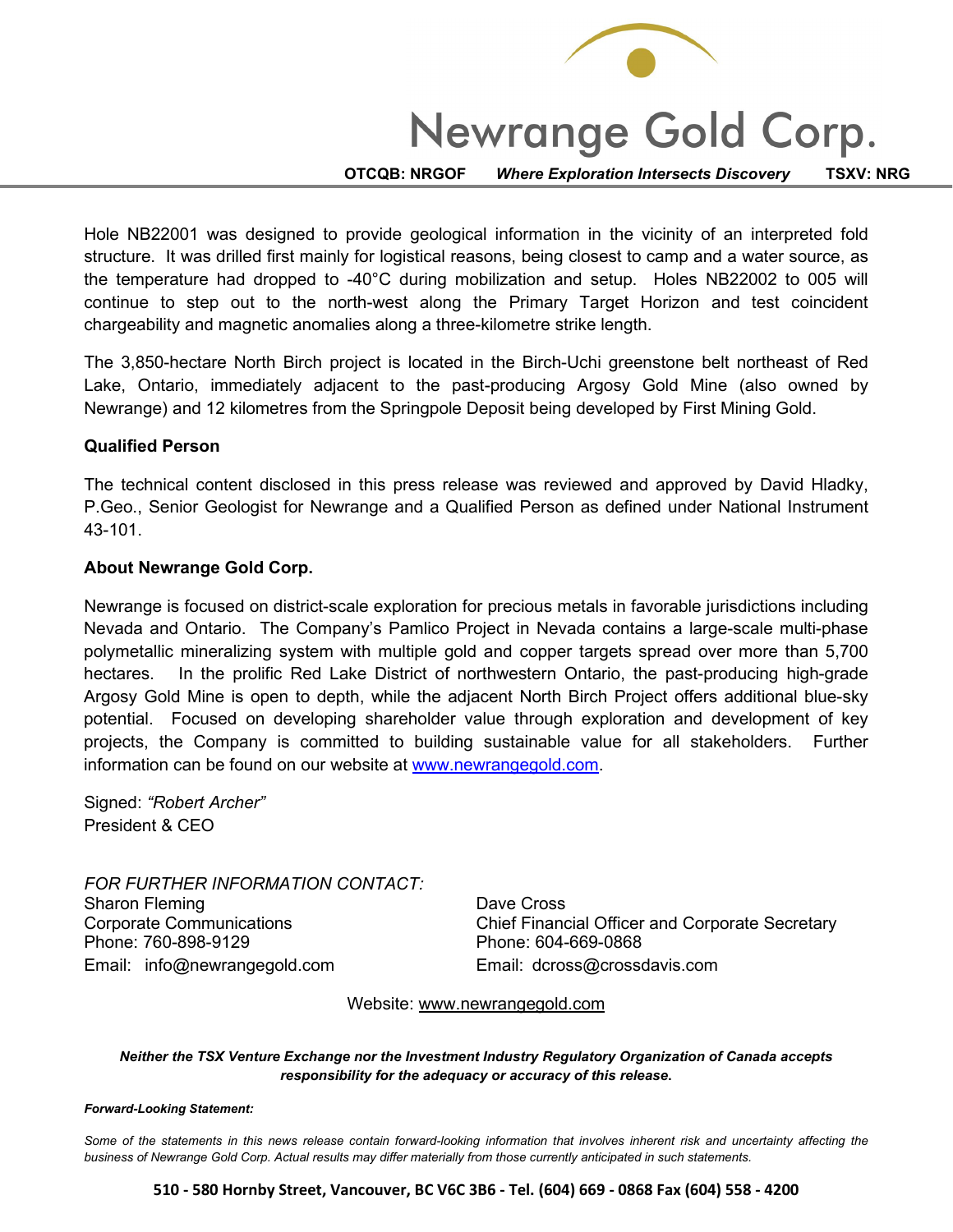Hole NB22001 was designed to provide geological information in the vicinity of an interpreted fold structure. It was drilled first mainly for logistical reasons, being closest to camp and a water source, as the temperature had dropped to -40°C during mobilization and setup. Holes NB22002 to 005 will continue to step out to the north-west along the Primary Target Horizon and test coincident chargeability and magnetic anomalies along a three-kilometre strike length.

The 3,850-hectare North Birch project is located in the Birch-Uchi greenstone belt northeast of Red Lake, Ontario, immediately adjacent to the past-producing Argosy Gold Mine (also owned by Newrange) and 12 kilometres from the Springpole Deposit being developed by First Mining Gold.

**Qualified Person**

The technical content disclosed in this press release was reviewed and approved by David Hladky, P.Geo., Senior Geologist for Newrange and a Qualified Person as defined under National Instrument 43-101.

**About Newrange Gold Corp.**

Newrange is focused on district-scale exploration for precious metals in favorable jurisdictions including Nevada and Ontario. The Company's Pamlico Project in Nevada contains a large-scale multi-phase polymetallic mineralizing system with multiple gold and copper targets spread over more than 5,700 hectares. In the prolific Red Lake District of northwestern Ontario, the past-producing high-grade Argosy Gold Mine is open to depth, while the adjacent North Birch Project offers additional blue-sky potential. Focused on developing shareholder value through exploration and development of key projects, the Company is committed to building sustainable value for all stakeholders. Further information can be found on our website at www.newrangegold.com.

Signed: *"Robert Archer"*
President & CEO

*FOR FURTHER INFORMATION CONTACT:*

Sharon Fleming
Corporate Communications
Phone: 760-898-9129
Email: info@newrangegold.com

Dave Cross
Chief Financial Officer and Corporate Secretary
Phone: 604-669-0868
Email: dcross@crossdavis.com

Website: www.newrangegold.com

***Neither the TSX Venture Exchange nor the Investment Industry Regulatory Organization of Canada accepts responsibility for the adequacy or accuracy of this release.***

***Forward-Looking Statement:***

*Some of the statements in this news release contain forward-looking information that involves inherent risk and uncertainty affecting the business of Newrange Gold Corp. Actual results may differ materially from those currently anticipated in such statements.*